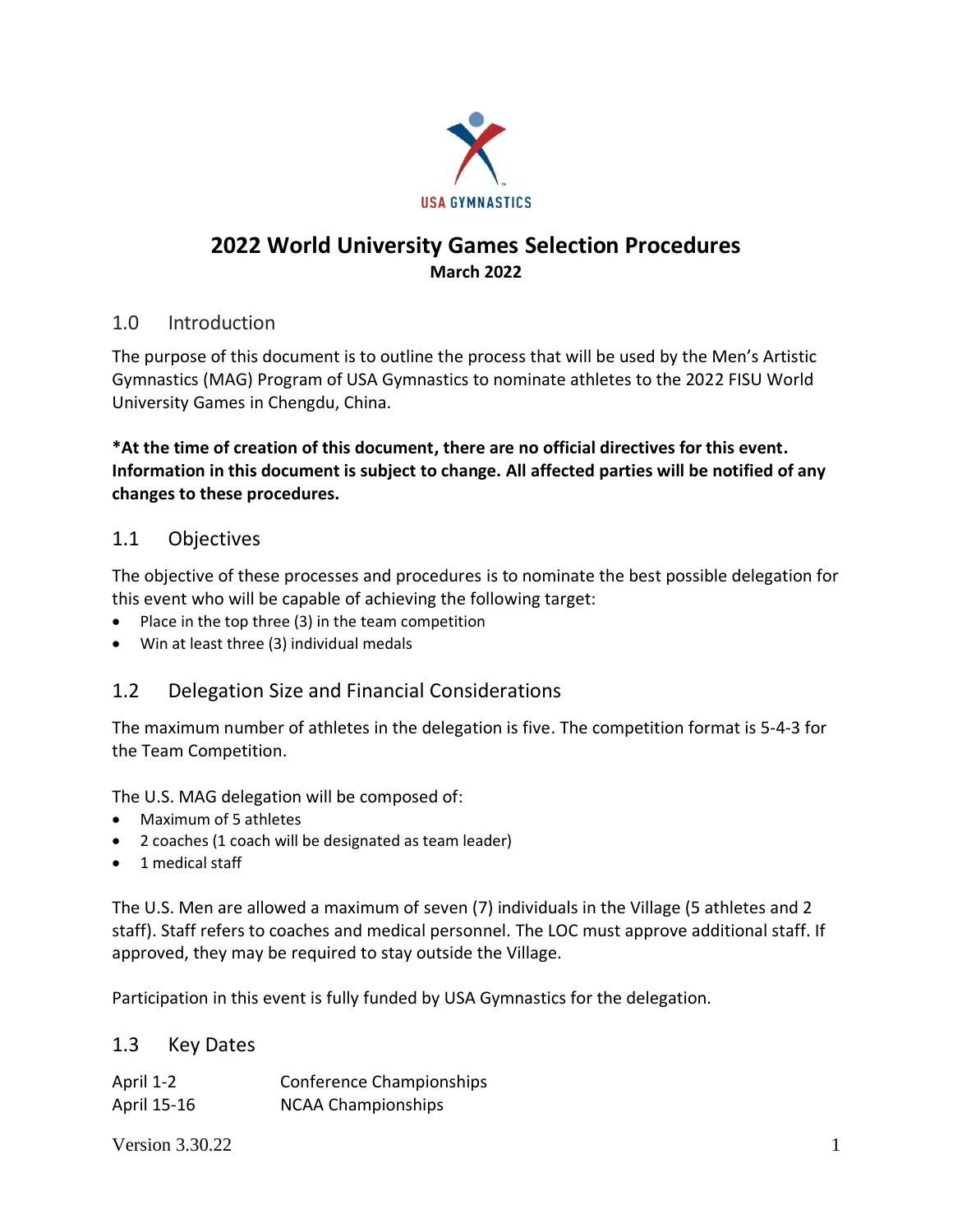# 2022 World University Games Selection Procedures

**March 2022**

## 1.0 Introduction

The purpose of this document is to outline the process that will be used by the Men's Artistic Gymnastics (MAG) Program of USA Gymnastics to nominate athletes to the 2022 FISU World University Games in Chengdu, China.

***At the time of creation of this document, there are no official directives for this event. Information in this document is subject to change. All affected parties will be notified of any changes to these procedures.**

## 1.1 Objectives

The objective of these processes and procedures is to nominate the best possible delegation for this event who will be capable of achieving the following target:

- Place in the top three (3) in the team competition
- Win at least three (3) individual medals

## 1.2 Delegation Size and Financial Considerations

The maximum number of athletes in the delegation is five. The competition format is 5-4-3 for the Team Competition.

The U.S. MAG delegation will be composed of:

- Maximum of 5 athletes
- 2 coaches (1 coach will be designated as team leader)
- 1 medical staff

The U.S. Men are allowed a maximum of seven (7) individuals in the Village (5 athletes and 2 staff). Staff refers to coaches and medical personnel. The LOC must approve additional staff. If approved, they may be required to stay outside the Village.

Participation in this event is fully funded by USA Gymnastics for the delegation.

## 1.3 Key Dates

| | |
|---|---|
| April 1-2 | Conference Championships |
| April 15-16 | NCAA Championships |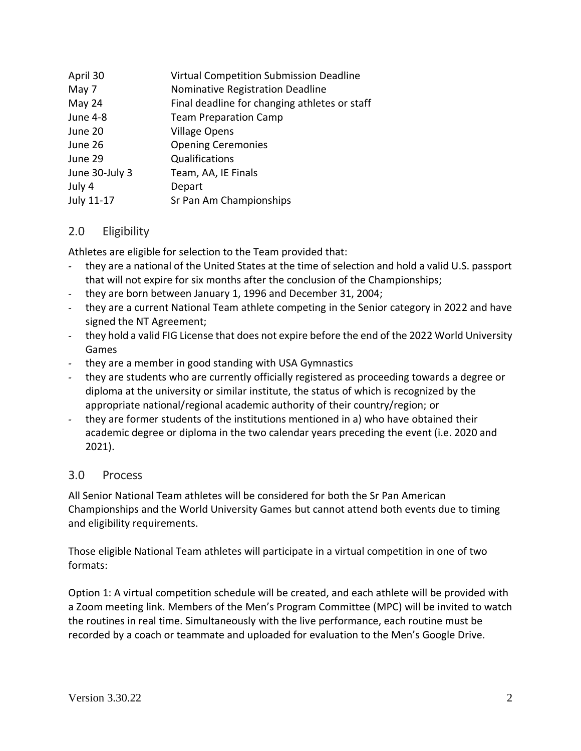| | |
|---|---|
| April 30 | Virtual Competition Submission Deadline |
| May 7 | Nominative Registration Deadline |
| May 24 | Final deadline for changing athletes or staff |
| June 4-8 | Team Preparation Camp |
| June 20 | Village Opens |
| June 26 | Opening Ceremonies |
| June 29 | Qualifications |
| June 30-July 3 | Team, AA, IE Finals |
| July 4 | Depart |
| July 11-17 | Sr Pan Am Championships |

## 2.0 Eligibility

Athletes are eligible for selection to the Team provided that:

- they are a national of the United States at the time of selection and hold a valid U.S. passport that will not expire for six months after the conclusion of the Championships;
- they are born between January 1, 1996 and December 31, 2004;
- they are a current National Team athlete competing in the Senior category in 2022 and have signed the NT Agreement;
- they hold a valid FIG License that does not expire before the end of the 2022 World University Games
- they are a member in good standing with USA Gymnastics
- they are students who are currently officially registered as proceeding towards a degree or diploma at the university or similar institute, the status of which is recognized by the appropriate national/regional academic authority of their country/region; or
- they are former students of the institutions mentioned in a) who have obtained their academic degree or diploma in the two calendar years preceding the event (i.e. 2020 and 2021).

## 3.0 Process

All Senior National Team athletes will be considered for both the Sr Pan American Championships and the World University Games but cannot attend both events due to timing and eligibility requirements.

Those eligible National Team athletes will participate in a virtual competition in one of two formats:

Option 1: A virtual competition schedule will be created, and each athlete will be provided with a Zoom meeting link. Members of the Men's Program Committee (MPC) will be invited to watch the routines in real time. Simultaneously with the live performance, each routine must be recorded by a coach or teammate and uploaded for evaluation to the Men's Google Drive.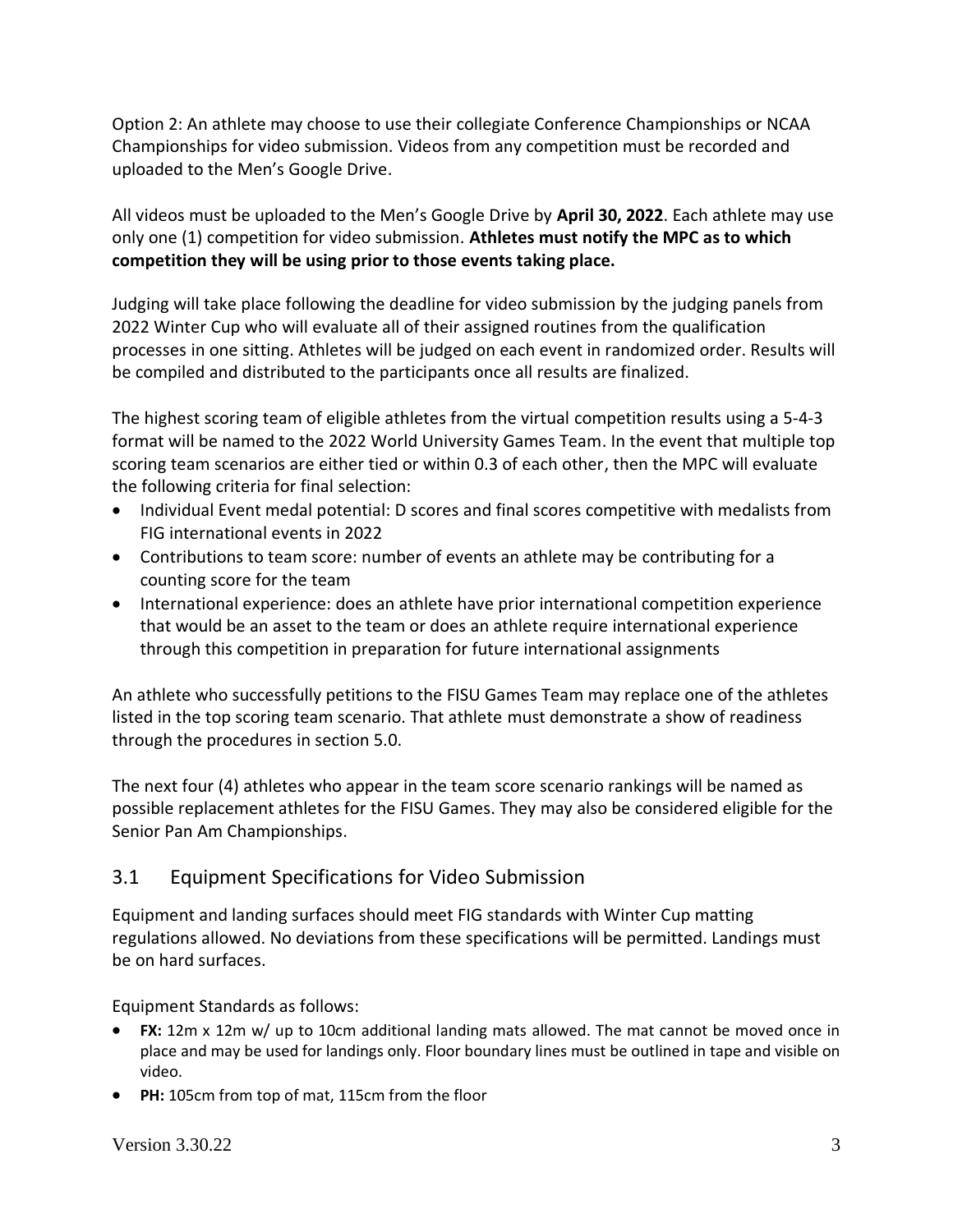Option 2: An athlete may choose to use their collegiate Conference Championships or NCAA Championships for video submission. Videos from any competition must be recorded and uploaded to the Men's Google Drive.

All videos must be uploaded to the Men's Google Drive by **April 30, 2022**. Each athlete may use only one (1) competition for video submission. **Athletes must notify the MPC as to which competition they will be using prior to those events taking place.**

Judging will take place following the deadline for video submission by the judging panels from 2022 Winter Cup who will evaluate all of their assigned routines from the qualification processes in one sitting. Athletes will be judged on each event in randomized order. Results will be compiled and distributed to the participants once all results are finalized.

The highest scoring team of eligible athletes from the virtual competition results using a 5-4-3 format will be named to the 2022 World University Games Team. In the event that multiple top scoring team scenarios are either tied or within 0.3 of each other, then the MPC will evaluate the following criteria for final selection:

- Individual Event medal potential: D scores and final scores competitive with medalists from FIG international events in 2022
- Contributions to team score: number of events an athlete may be contributing for a counting score for the team
- International experience: does an athlete have prior international competition experience that would be an asset to the team or does an athlete require international experience through this competition in preparation for future international assignments

An athlete who successfully petitions to the FISU Games Team may replace one of the athletes listed in the top scoring team scenario. That athlete must demonstrate a show of readiness through the procedures in section 5.0.

The next four (4) athletes who appear in the team score scenario rankings will be named as possible replacement athletes for the FISU Games. They may also be considered eligible for the Senior Pan Am Championships.

## 3.1 Equipment Specifications for Video Submission

Equipment and landing surfaces should meet FIG standards with Winter Cup matting regulations allowed. No deviations from these specifications will be permitted. Landings must be on hard surfaces.

Equipment Standards as follows:

- **FX:** 12m x 12m w/ up to 10cm additional landing mats allowed. The mat cannot be moved once in place and may be used for landings only. Floor boundary lines must be outlined in tape and visible on video.
- **PH:** 105cm from top of mat, 115cm from the floor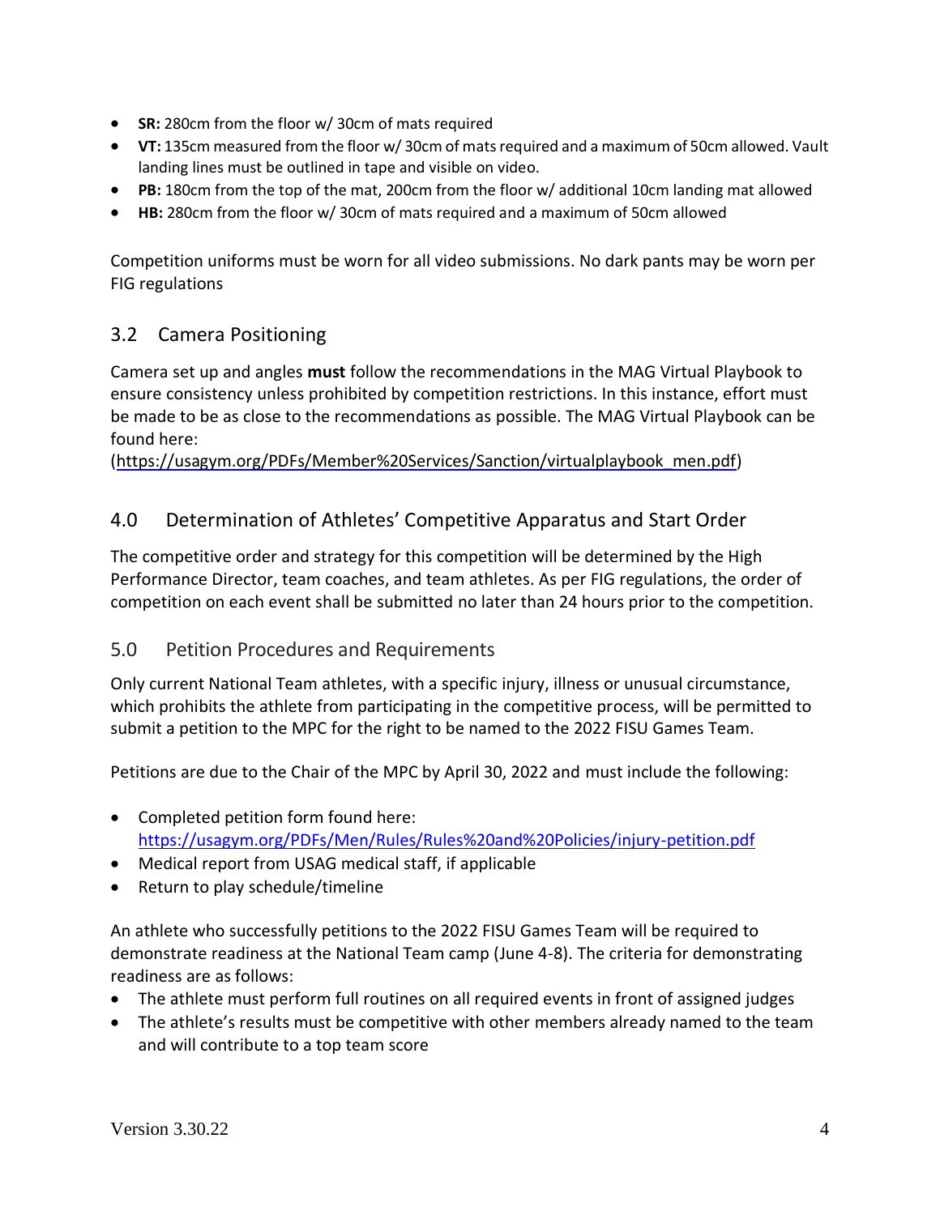- **SR:** 280cm from the floor w/ 30cm of mats required
- **VT:** 135cm measured from the floor w/ 30cm of mats required and a maximum of 50cm allowed. Vault landing lines must be outlined in tape and visible on video.
- **PB:** 180cm from the top of the mat, 200cm from the floor w/ additional 10cm landing mat allowed
- **HB:** 280cm from the floor w/ 30cm of mats required and a maximum of 50cm allowed

Competition uniforms must be worn for all video submissions. No dark pants may be worn per FIG regulations

## 3.2 Camera Positioning

Camera set up and angles **must** follow the recommendations in the MAG Virtual Playbook to ensure consistency unless prohibited by competition restrictions. In this instance, effort must be made to be as close to the recommendations as possible. The MAG Virtual Playbook can be found here: (https://usagym.org/PDFs/Member%20Services/Sanction/virtualplaybook_men.pdf)

## 4.0 Determination of Athletes' Competitive Apparatus and Start Order

The competitive order and strategy for this competition will be determined by the High Performance Director, team coaches, and team athletes. As per FIG regulations, the order of competition on each event shall be submitted no later than 24 hours prior to the competition.

## 5.0 Petition Procedures and Requirements

Only current National Team athletes, with a specific injury, illness or unusual circumstance, which prohibits the athlete from participating in the competitive process, will be permitted to submit a petition to the MPC for the right to be named to the 2022 FISU Games Team.

Petitions are due to the Chair of the MPC by April 30, 2022 and must include the following:

- Completed petition form found here: https://usagym.org/PDFs/Men/Rules/Rules%20and%20Policies/injury-petition.pdf
- Medical report from USAG medical staff, if applicable
- Return to play schedule/timeline

An athlete who successfully petitions to the 2022 FISU Games Team will be required to demonstrate readiness at the National Team camp (June 4-8). The criteria for demonstrating readiness are as follows:

- The athlete must perform full routines on all required events in front of assigned judges
- The athlete's results must be competitive with other members already named to the team and will contribute to a top team score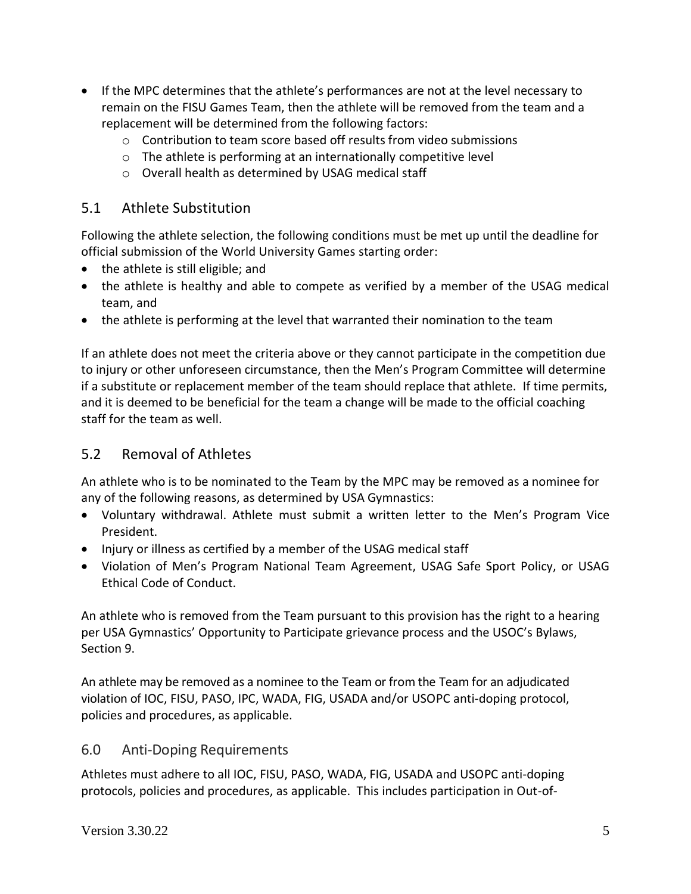- If the MPC determines that the athlete's performances are not at the level necessary to remain on the FISU Games Team, then the athlete will be removed from the team and a replacement will be determined from the following factors:
  - Contribution to team score based off results from video submissions
  - The athlete is performing at an internationally competitive level
  - Overall health as determined by USAG medical staff

## 5.1 Athlete Substitution

Following the athlete selection, the following conditions must be met up until the deadline for official submission of the World University Games starting order:

- the athlete is still eligible; and
- the athlete is healthy and able to compete as verified by a member of the USAG medical team, and
- the athlete is performing at the level that warranted their nomination to the team

If an athlete does not meet the criteria above or they cannot participate in the competition due to injury or other unforeseen circumstance, then the Men's Program Committee will determine if a substitute or replacement member of the team should replace that athlete. If time permits, and it is deemed to be beneficial for the team a change will be made to the official coaching staff for the team as well.

## 5.2 Removal of Athletes

An athlete who is to be nominated to the Team by the MPC may be removed as a nominee for any of the following reasons, as determined by USA Gymnastics:

- Voluntary withdrawal. Athlete must submit a written letter to the Men's Program Vice President.
- Injury or illness as certified by a member of the USAG medical staff
- Violation of Men's Program National Team Agreement, USAG Safe Sport Policy, or USAG Ethical Code of Conduct.

An athlete who is removed from the Team pursuant to this provision has the right to a hearing per USA Gymnastics' Opportunity to Participate grievance process and the USOC's Bylaws, Section 9.

An athlete may be removed as a nominee to the Team or from the Team for an adjudicated violation of IOC, FISU, PASO, IPC, WADA, FIG, USADA and/or USOPC anti-doping protocol, policies and procedures, as applicable.

## 6.0 Anti-Doping Requirements

Athletes must adhere to all IOC, FISU, PASO, WADA, FIG, USADA and USOPC anti-doping protocols, policies and procedures, as applicable. This includes participation in Out-of-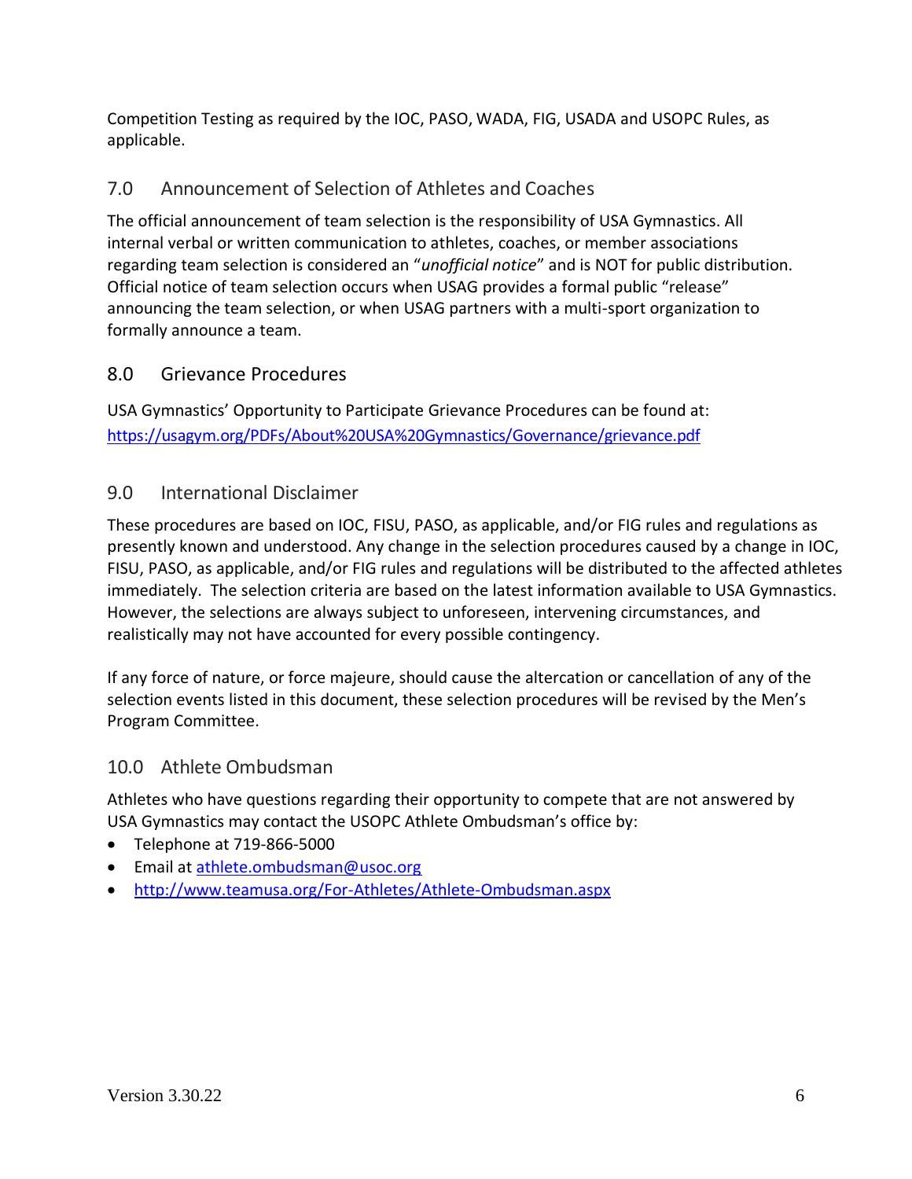Competition Testing as required by the IOC, PASO, WADA, FIG, USADA and USOPC Rules, as applicable.

## 7.0 Announcement of Selection of Athletes and Coaches

The official announcement of team selection is the responsibility of USA Gymnastics. All internal verbal or written communication to athletes, coaches, or member associations regarding team selection is considered an "*unofficial notice*" and is NOT for public distribution. Official notice of team selection occurs when USAG provides a formal public "release" announcing the team selection, or when USAG partners with a multi-sport organization to formally announce a team.

## 8.0 Grievance Procedures

USA Gymnastics' Opportunity to Participate Grievance Procedures can be found at: https://usagym.org/PDFs/About%20USA%20Gymnastics/Governance/grievance.pdf

## 9.0 International Disclaimer

These procedures are based on IOC, FISU, PASO, as applicable, and/or FIG rules and regulations as presently known and understood. Any change in the selection procedures caused by a change in IOC, FISU, PASO, as applicable, and/or FIG rules and regulations will be distributed to the affected athletes immediately. The selection criteria are based on the latest information available to USA Gymnastics. However, the selections are always subject to unforeseen, intervening circumstances, and realistically may not have accounted for every possible contingency.

If any force of nature, or force majeure, should cause the altercation or cancellation of any of the selection events listed in this document, these selection procedures will be revised by the Men's Program Committee.

## 10.0 Athlete Ombudsman

Athletes who have questions regarding their opportunity to compete that are not answered by USA Gymnastics may contact the USOPC Athlete Ombudsman's office by:

- Telephone at 719-866-5000
- Email at athlete.ombudsman@usoc.org
- http://www.teamusa.org/For-Athletes/Athlete-Ombudsman.aspx

Version 3.30.22